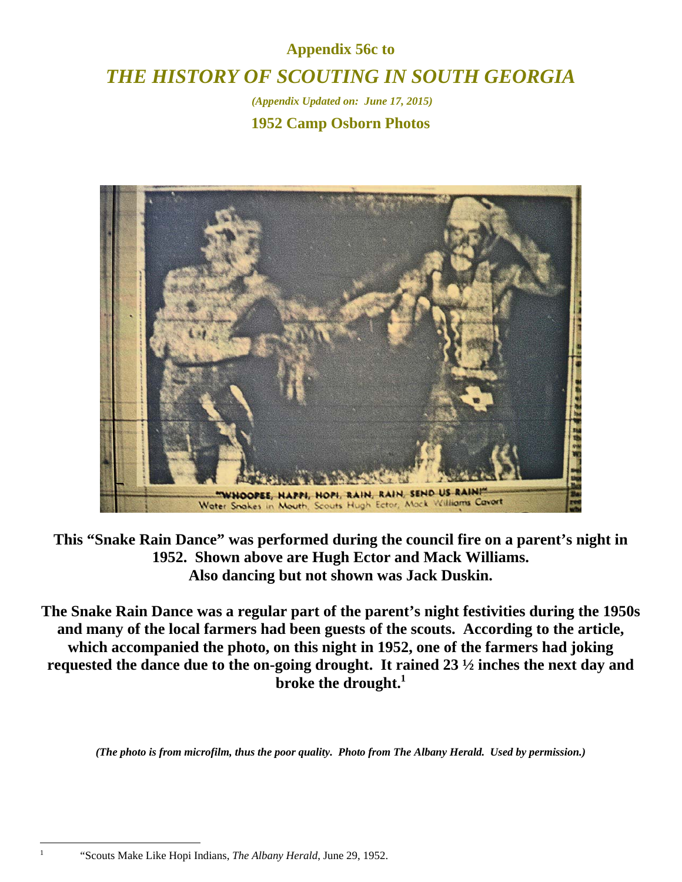**Appendix 56c to**

# *THE HISTORY OF SCOUTING IN SOUTH GEORGIA*

***(Appendix Updated on: June 17, 2015)***

## 1952 Camp Osborn Photos

"WHOOPEE, HAPPI, HOPI, RAIN, RAIN, SEND US RAIN!"
Water Snakes in Mouth, Scouts Hugh Ector, Mack Williams Cavort

**This "Snake Rain Dance" was performed during the council fire on a parent's night in 1952. Shown above are Hugh Ector and Mack Williams. Also dancing but not shown was Jack Duskin.**

**The Snake Rain Dance was a regular part of the parent's night festivities during the 1950s and many of the local farmers had been guests of the scouts. According to the article, which accompanied the photo, on this night in 1952, one of the farmers had joking requested the dance due to the on-going drought. It rained 23 ½ inches the next day and broke the drought.[1]**

***(The photo is from microfilm, thus the poor quality. Photo from The Albany Herald. Used by permission.)***

---

[1] "Scouts Make Like Hopi Indians, *The Albany Herald*, June 29, 1952.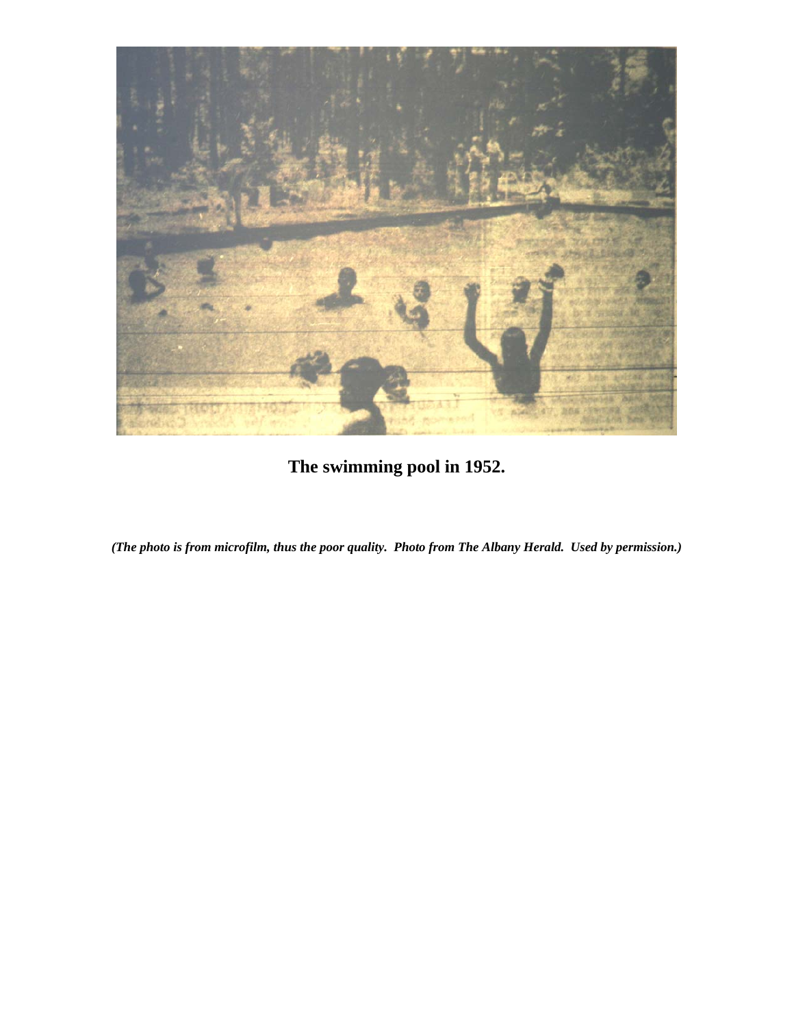**The swimming pool in 1952.**

***(The photo is from microfilm, thus the poor quality. Photo from The Albany Herald. Used by permission.)***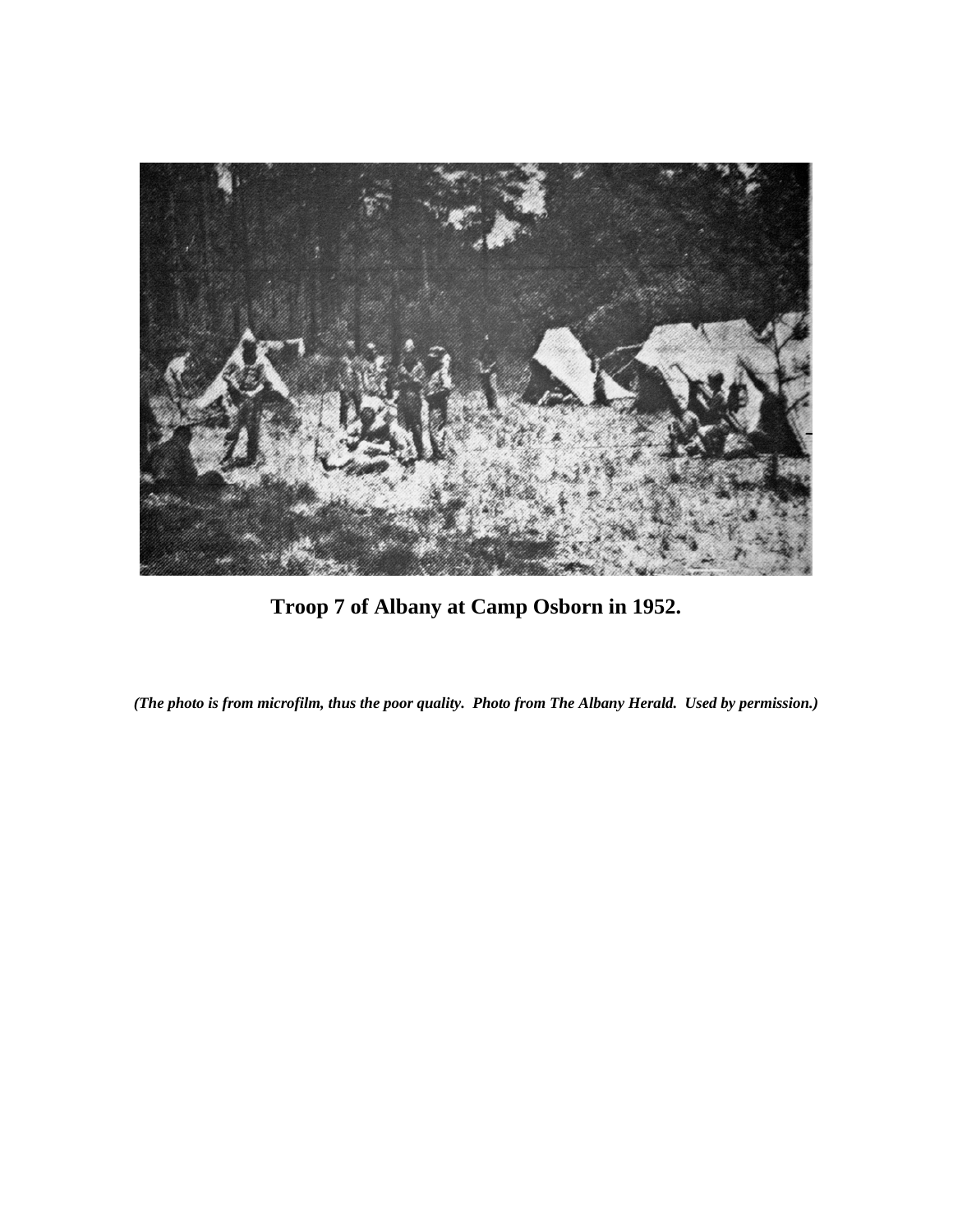**Troop 7 of Albany at Camp Osborn in 1952.**

***(The photo is from microfilm, thus the poor quality. Photo from The Albany Herald. Used by permission.)***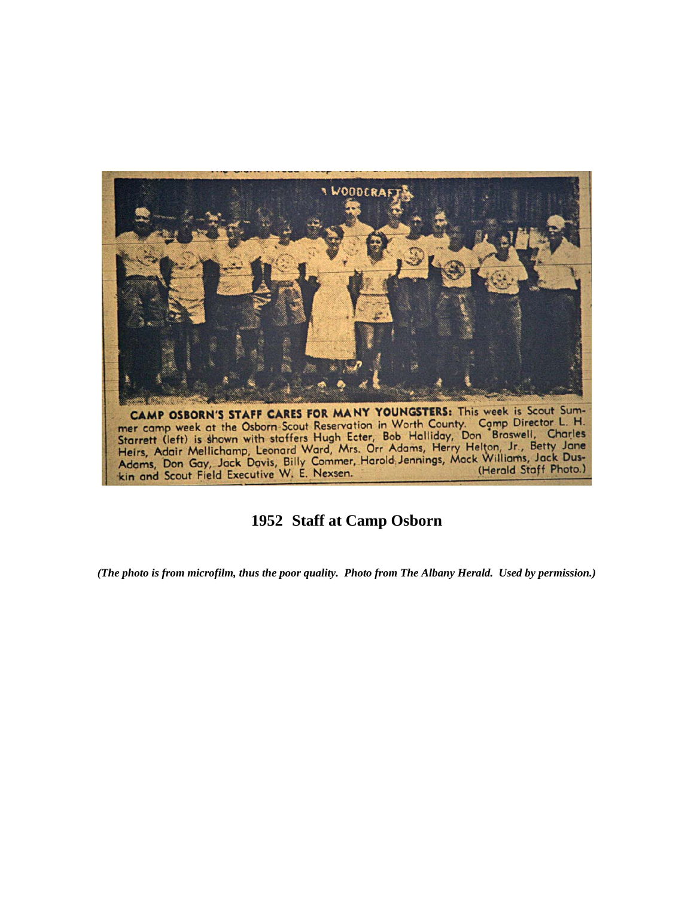WOODCRAFT

**CAMP OSBORN'S STAFF CARES FOR MANY YOUNGSTERS:** This week is Scout Summer camp week at the Osborn Scout Reservation in Worth County. Camp Director L. H. Starrett (left) is shown with staffers Hugh Ecter, Bob Halliday, Don Braswell, Charles Heirs, Adair Mellichamp, Leonard Ward, Mrs. Orr Adams, Herry Helton, Jr., Betty Jane Adams, Don Gay, Jack Davis, Billy Commer, Harold Jennings, Mack Williams, Jack Duskin and Scout Field Executive W. E. Nexsen. (Herald Staff Photo.)

**1952 Staff at Camp Osborn**

***(The photo is from microfilm, thus the poor quality. Photo from The Albany Herald. Used by permission.)***